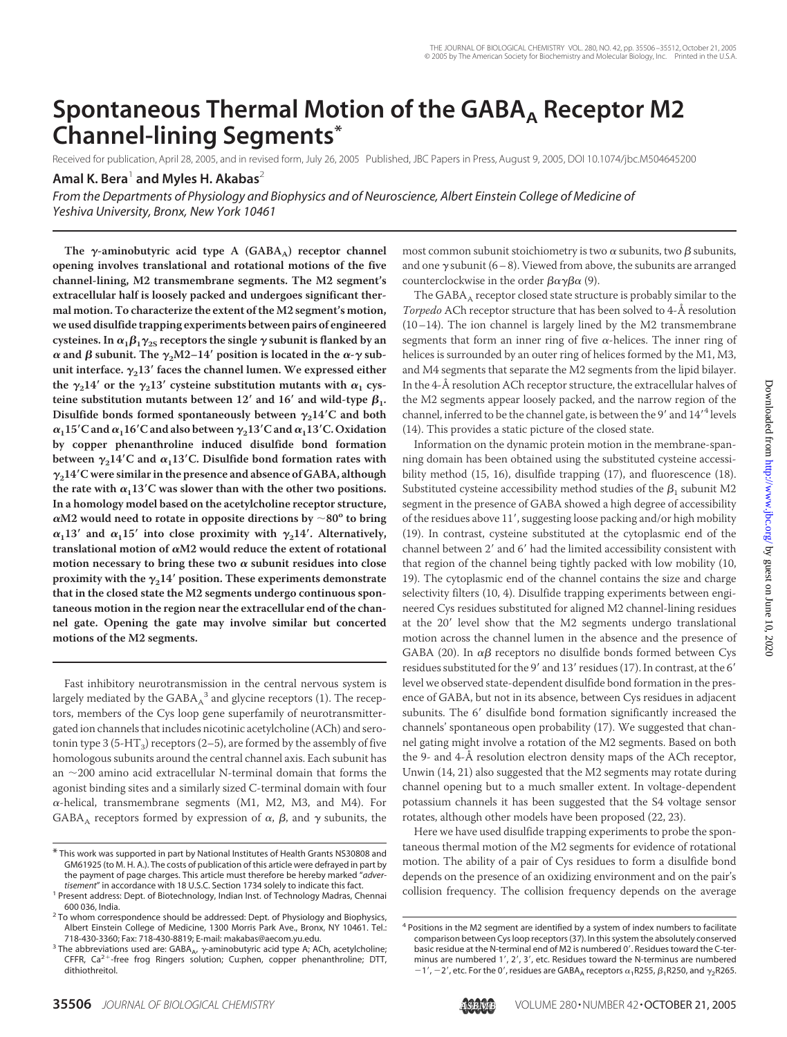# Spontaneous Thermal Motion of the $GABA_A$ Receptor M2 Channel-lining Segments*

Received for publication, April 28, 2005, and in revised form, July 26, 2005 Published, JBC Papers in Press, August 9, 2005, DOI 10.1074/jbc.M504645200

**Amal K. Bera**[1] **and Myles H. Akabas**[2]

*From the Departments of Physiology and Biophysics and of Neuroscience, Albert Einstein College of Medicine of Yeshiva University, Bronx, New York 10461*

**The γ-aminobutyric acid type A ($GABA_A$) receptor channel opening involves translational and rotational motions of the five channel-lining, M2 transmembrane segments. The M2 segment's extracellular half is loosely packed and undergoes significant thermal motion. To characterize the extent of the M2 segment's motion, we used disulfide trapping experiments between pairs of engineered cysteines. In $\alpha_1\beta_1\gamma_{2S}$ receptors the single γ subunit is flanked by an α and β subunit. The $\gamma_2$M2–14′ position is located in the α-γ subunit interface. $\gamma_2$13′ faces the channel lumen. We expressed either the $\gamma_2$14′ or the $\gamma_2$13′ cysteine substitution mutants with $\alpha_1$ cysteine substitution mutants between 12′ and 16′ and wild-type $\beta_1$. Disulfide bonds formed spontaneously between $\gamma_2$14′C and both $\alpha_1$15′C and $\alpha_1$16′C and also between $\gamma_2$13′C and $\alpha_1$13′C. Oxidation by copper phenanthroline induced disulfide bond formation between $\gamma_2$14′C and $\alpha_1$13′C. Disulfide bond formation rates with $\gamma_2$14′C were similar in the presence and absence of GABA, although the rate with $\alpha_1$13′C was slower than with the other two positions. In a homology model based on the acetylcholine receptor structure, αM2 would need to rotate in opposite directions by ~80° to bring $\alpha_1$13′ and $\alpha_1$15′ into close proximity with $\gamma_2$14′. Alternatively, translational motion of αM2 would reduce the extent of rotational motion necessary to bring these two α subunit residues into close proximity with the $\gamma_2$14′ position. These experiments demonstrate that in the closed state the M2 segments undergo continuous spontaneous motion in the region near the extracellular end of the channel gate. Opening the gate may involve similar but concerted motions of the M2 segments.**

Fast inhibitory neurotransmission in the central nervous system is largely mediated by the $GABA_A$[3] and glycine receptors (1). The receptors, members of the Cys loop gene superfamily of neurotransmitter-gated ion channels that includes nicotinic acetylcholine (ACh) and serotonin type 3 (5-$HT_3$) receptors (2–5), are formed by the assembly of five homologous subunits around the central channel axis. Each subunit has an ~200 amino acid extracellular N-terminal domain that forms the agonist binding sites and a similarly sized C-terminal domain with four α-helical, transmembrane segments (M1, M2, M3, and M4). For $GABA_A$ receptors formed by expression of α, β, and γ subunits, the most common subunit stoichiometry is two α subunits, two β subunits, and one γ subunit (6–8). Viewed from above, the subunits are arranged counterclockwise in the order βαγβα (9).

The $GABA_A$ receptor closed state structure is probably similar to the *Torpedo* ACh receptor structure that has been solved to 4-Å resolution (10–14). The ion channel is largely lined by the M2 transmembrane segments that form an inner ring of five α-helices. The inner ring of helices is surrounded by an outer ring of helices formed by the M1, M3, and M4 segments that separate the M2 segments from the lipid bilayer. In the 4-Å resolution ACh receptor structure, the extracellular halves of the M2 segments appear loosely packed, and the narrow region of the channel, inferred to be the channel gate, is between the 9′ and 14′[4] levels (14). This provides a static picture of the closed state.

Information on the dynamic protein motion in the membrane-spanning domain has been obtained using the substituted cysteine accessibility method (15, 16), disulfide trapping (17), and fluorescence (18). Substituted cysteine accessibility method studies of the $\beta_1$ subunit M2 segment in the presence of GABA showed a high degree of accessibility of the residues above 11′, suggesting loose packing and/or high mobility (19). In contrast, cysteine substituted at the cytoplasmic end of the channel between 2′ and 6′ had the limited accessibility consistent with that region of the channel being tightly packed with low mobility (10, 19). The cytoplasmic end of the channel contains the size and charge selectivity filters (10, 4). Disulfide trapping experiments between engineered Cys residues substituted for aligned M2 channel-lining residues at the 20′ level show that the M2 segments undergo translational motion across the channel lumen in the absence and the presence of GABA (20). In αβ receptors no disulfide bonds formed between Cys residues substituted for the 9′ and 13′ residues (17). In contrast, at the 6′ level we observed state-dependent disulfide bond formation in the presence of GABA, but not in its absence, between Cys residues in adjacent subunits. The 6′ disulfide bond formation significantly increased the channels' spontaneous open probability (17). We suggested that channel gating might involve a rotation of the M2 segments. Based on both the 9- and 4-Å resolution electron density maps of the ACh receptor, Unwin (14, 21) also suggested that the M2 segments may rotate during channel opening but to a much smaller extent. In voltage-dependent potassium channels it has been suggested that the S4 voltage sensor rotates, although other models have been proposed (22, 23).

Here we have used disulfide trapping experiments to probe the spontaneous thermal motion of the M2 segments for evidence of rotational motion. The ability of a pair of Cys residues to form a disulfide bond depends on the presence of an oxidizing environment and on the pair's collision frequency. The collision frequency depends on the average

---

* This work was supported in part by National Institutes of Health Grants NS30808 and GM61925 (to M. H. A.). The costs of publication of this article were defrayed in part by the payment of page charges. This article must therefore be hereby marked "*advertisement*" in accordance with 18 U.S.C. Section 1734 solely to indicate this fact.

[1] Present address: Dept. of Biotechnology, Indian Inst. of Technology Madras, Chennai 600 036, India.

[2] To whom correspondence should be addressed: Dept. of Physiology and Biophysics, Albert Einstein College of Medicine, 1300 Morris Park Ave., Bronx, NY 10461. Tel.: 718-430-3360; Fax: 718-430-8819; E-mail: makabas@aecom.yu.edu.

[3] The abbreviations used are: $GABA_A$, γ-aminobutyric acid type A; ACh, acetylcholine; CFFR, $Ca^{2+}$-free frog Ringers solution; Cu:phen, copper phenanthroline; DTT, dithiothreitol.

[4] Positions in the M2 segment are identified by a system of index numbers to facilitate comparison between Cys loop receptors (37). In this system the absolutely conserved basic residue at the N-terminal end of M2 is numbered 0′. Residues toward the C-terminus are numbered 1′, 2′, 3′, etc. Residues toward the N-terminus are numbered −1′, −2′, etc. For the 0′, residues are $GABA_A$ receptors $\alpha_1$R255, $\beta_1$R250, and $\gamma_2$R265.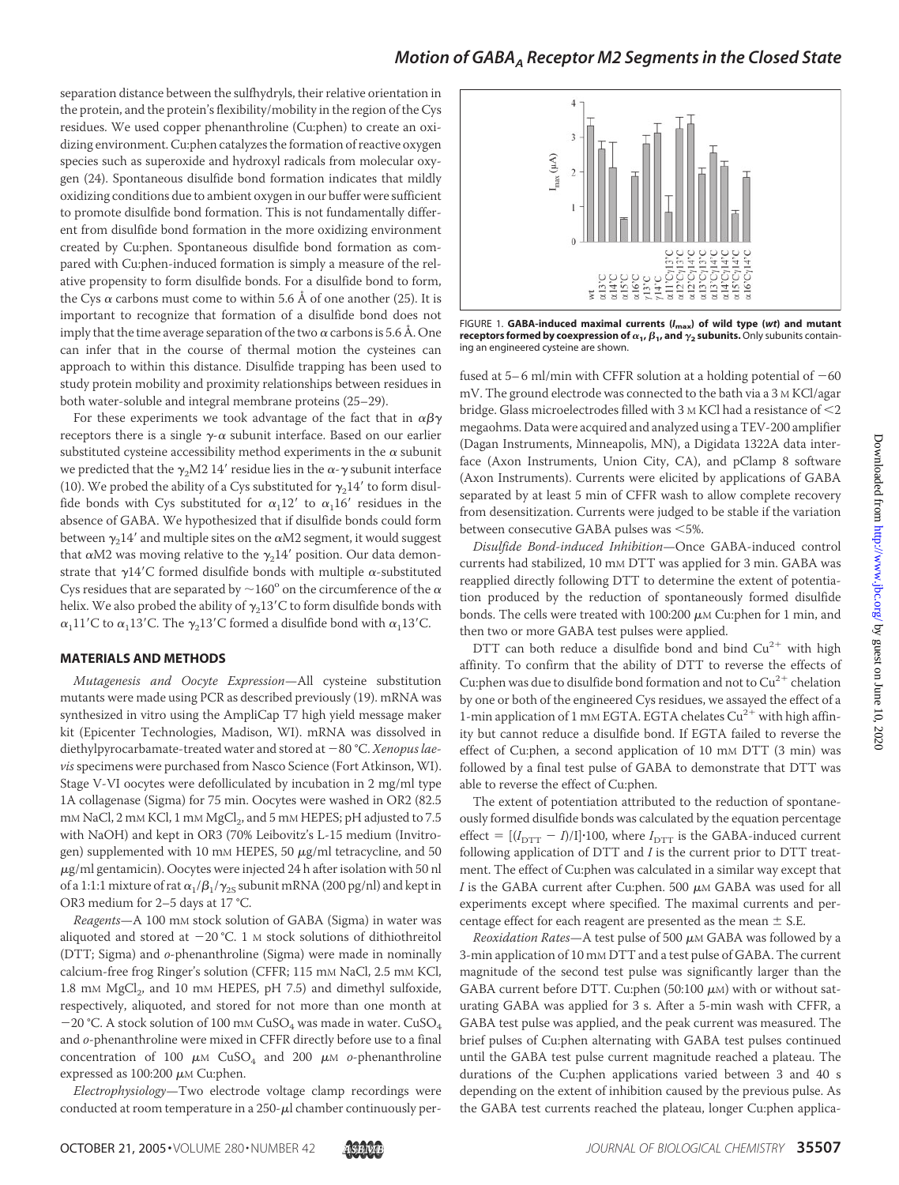separation distance between the sulfhydryls, their relative orientation in the protein, and the protein's flexibility/mobility in the region of the Cys residues. We used copper phenanthroline (Cu:phen) to create an oxidizing environment. Cu:phen catalyzes the formation of reactive oxygen species such as superoxide and hydroxyl radicals from molecular oxygen (24). Spontaneous disulfide bond formation indicates that mildly oxidizing conditions due to ambient oxygen in our buffer were sufficient to promote disulfide bond formation. This is not fundamentally different from disulfide bond formation in the more oxidizing environment created by Cu:phen. Spontaneous disulfide bond formation as compared with Cu:phen-induced formation is simply a measure of the relative propensity to form disulfide bonds. For a disulfide bond to form, the Cys $\alpha$ carbons must come to within 5.6 Å of one another (25). It is important to recognize that formation of a disulfide bond does not imply that the time average separation of the two $\alpha$ carbons is 5.6 Å. One can infer that in the course of thermal motion the cysteines can approach to within this distance. Disulfide trapping has been used to study protein mobility and proximity relationships between residues in both water-soluble and integral membrane proteins (25–29).

For these experiments we took advantage of the fact that in $\alpha\beta\gamma$ receptors there is a single $\gamma$-$\alpha$ subunit interface. Based on our earlier substituted cysteine accessibility method experiments in the $\alpha$ subunit we predicted that the $\gamma_2$M2 14′ residue lies in the $\alpha$-$\gamma$ subunit interface (10). We probed the ability of a Cys substituted for $\gamma_2$14′ to form disulfide bonds with Cys substituted for $\alpha_1$12′ to $\alpha_1$16′ residues in the absence of GABA. We hypothesized that if disulfide bonds could form between $\gamma_2$14′ and multiple sites on the $\alpha$M2 segment, it would suggest that $\alpha$M2 was moving relative to the $\gamma_2$14′ position. Our data demonstrate that $\gamma$14′C formed disulfide bonds with multiple $\alpha$-substituted Cys residues that are separated by ~160° on the circumference of the $\alpha$ helix. We also probed the ability of $\gamma_2$13′C to form disulfide bonds with $\alpha_1$11′C to $\alpha_1$13′C. The $\gamma_2$13′C formed a disulfide bond with $\alpha_1$13′C.

## MATERIALS AND METHODS

*Mutagenesis and Oocyte Expression*—All cysteine substitution mutants were made using PCR as described previously (19). mRNA was synthesized in vitro using the AmpliCap T7 high yield message maker kit (Epicenter Technologies, Madison, WI). mRNA was dissolved in diethylpyrocarbamate-treated water and stored at −80 °C. *Xenopus laevis* specimens were purchased from Nasco Science (Fort Atkinson, WI). Stage V-VI oocytes were defolliculated by incubation in 2 mg/ml type 1A collagenase (Sigma) for 75 min. Oocytes were washed in OR2 (82.5 mM NaCl, 2 mM KCl, 1 mM $MgCl_2$, and 5 mM HEPES; pH adjusted to 7.5 with NaOH) and kept in OR3 (70% Leibovitz's L-15 medium (Invitrogen) supplemented with 10 mM HEPES, 50 μg/ml tetracycline, and 50 μg/ml gentamicin). Oocytes were injected 24 h after isolation with 50 nl of a 1:1:1 mixture of rat $\alpha_1$/$\beta_1$/$\gamma_{2S}$ subunit mRNA (200 pg/nl) and kept in OR3 medium for 2–5 days at 17 °C.

*Reagents*—A 100 mM stock solution of GABA (Sigma) in water was aliquoted and stored at −20 °C. 1 M stock solutions of dithiothreitol (DTT; Sigma) and *o*-phenanthroline (Sigma) were made in nominally calcium-free frog Ringer's solution (CFFR; 115 mM NaCl, 2.5 mM KCl, 1.8 mM $MgCl_2$, and 10 mM HEPES, pH 7.5) and dimethyl sulfoxide, respectively, aliquoted, and stored for not more than one month at −20 °C. A stock solution of 100 mM $CuSO_4$ was made in water. $CuSO_4$ and *o*-phenanthroline were mixed in CFFR directly before use to a final concentration of 100 μM $CuSO_4$ and 200 μM *o*-phenanthroline expressed as 100:200 μM Cu:phen.

*Electrophysiology*—Two electrode voltage clamp recordings were conducted at room temperature in a 250-μl chamber continuously perfused at 5–6 ml/min with CFFR solution at a holding potential of −60 mV. The ground electrode was connected to the bath via a 3 M KCl/agar bridge. Glass microelectrodes filled with 3 M KCl had a resistance of <2 megaohms. Data were acquired and analyzed using a TEV-200 amplifier (Dagan Instruments, Minneapolis, MN), a Digidata 1322A data interface (Axon Instruments, Union City, CA), and pClamp 8 software (Axon Instruments). Currents were elicited by applications of GABA separated by at least 5 min of CFFR wash to allow complete recovery from desensitization. Currents were judged to be stable if the variation between consecutive GABA pulses was <5%.

FIGURE 1. **GABA-induced maximal currents ($I_{max}$) of wild type (*wt*) and mutant receptors formed by coexpression of $\alpha_1$, $\beta_1$, and $\gamma_2$ subunits.** Only subunits containing an engineered cysteine are shown.

*Disulfide Bond-induced Inhibition*—Once GABA-induced control currents had stabilized, 10 mM DTT was applied for 3 min. GABA was reapplied directly following DTT to determine the extent of potentiation produced by the reduction of spontaneously formed disulfide bonds. The cells were treated with 100:200 μM Cu:phen for 1 min, and then two or more GABA test pulses were applied.

DTT can both reduce a disulfide bond and bind $Cu^{2+}$ with high affinity. To confirm that the ability of DTT to reverse the effects of Cu:phen was due to disulfide bond formation and not to $Cu^{2+}$ chelation by one or both of the engineered Cys residues, we assayed the effect of a 1-min application of 1 mM EGTA. EGTA chelates $Cu^{2+}$ with high affinity but cannot reduce a disulfide bond. If EGTA failed to reverse the effect of Cu:phen, a second application of 10 mM DTT (3 min) was followed by a final test pulse of GABA to demonstrate that DTT was able to reverse the effect of Cu:phen.

The extent of potentiation attributed to the reduction of spontaneously formed disulfide bonds was calculated by the equation percentage effect = $[(I_{DTT} - I)/I]\cdot 100$, where $I_{DTT}$ is the GABA-induced current following application of DTT and $I$ is the current prior to DTT treatment. The effect of Cu:phen was calculated in a similar way except that $I$ is the GABA current after Cu:phen. 500 μM GABA was used for all experiments except where specified. The maximal currents and percentage effect for each reagent are presented as the mean ± S.E.

*Reoxidation Rates*—A test pulse of 500 μM GABA was followed by a 3-min application of 10 mM DTT and a test pulse of GABA. The current magnitude of the second test pulse was significantly larger than the GABA current before DTT. Cu:phen (50:100 μM) with or without saturating GABA was applied for 3 s. After a 5-min wash with CFFR, a GABA test pulse was applied, and the peak current was measured. The brief pulses of Cu:phen alternating with GABA test pulses continued until the GABA test pulse current magnitude reached a plateau. The durations of the Cu:phen applications varied between 3 and 40 s depending on the extent of inhibition caused by the previous pulse. As the GABA test currents reached the plateau, longer Cu:phen applica-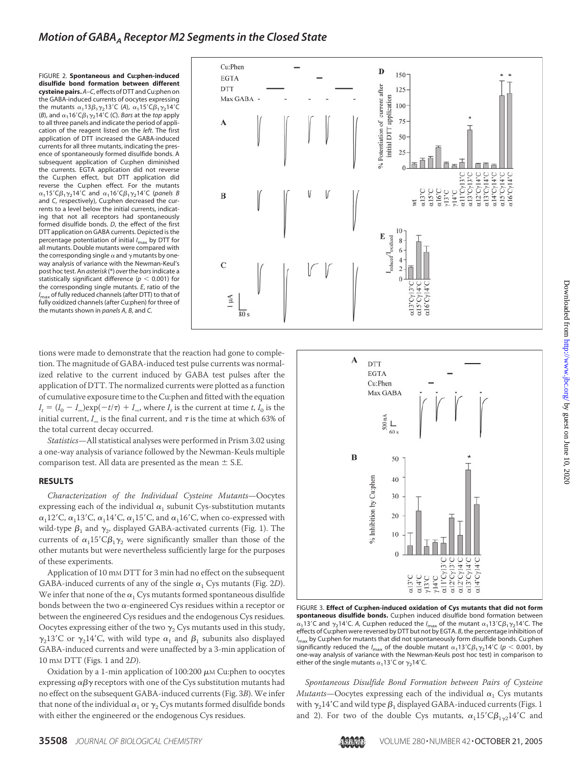FIGURE 2. **Spontaneous and Cu:phen-induced disulfide bond formation between different cysteine pairs.** *A–C*, effects of DTT and Cu:phen on the GABA-induced currents of oocytes expressing the mutants $\alpha_1 13\beta_1\gamma_2 13'C$ (*A*), $\alpha_1 15'C\beta_1\gamma_2 14'C$ (*B*), and $\alpha_1 16'C\beta_1\gamma_2 14'C$ (*C*). *Bars* at the *top* apply to all three panels and indicate the period of application of the reagent listed on the *left*. The first application of DTT increased the GABA-induced currents for all three mutants, indicating the presence of spontaneously formed disulfide bonds. A subsequent application of Cu:phen diminished the currents. EGTA application did not reverse the Cu:phen effect, but DTT application did reverse the Cu:phen effect. For the mutants $\alpha_1 15'C\beta_1\gamma_2 14'C$ and $\alpha_1 16'C\beta_1\gamma_2 14'C$ (*panels B* and *C*, respectively), Cu:phen decreased the currents to a level below the initial currents, indicating that not all receptors had spontaneously formed disulfide bonds. *D*, the effect of the first DTT application on GABA currents. Depicted is the percentage potentiation of initial $I_{max}$ by DTT for all mutants. Double mutants were compared with the corresponding single α and γ mutants by one-way analysis of variance with the Newman-Keul's post hoc test. An *asterisk* (*) *over* the *bars* indicate a statistically significant difference ($p < 0.001$) for the corresponding single mutants. *E*, ratio of the $I_{max}$ of fully reduced channels (after DTT) to that of fully oxidized channels (after Cu:phen) for three of the mutants shown in *panels A*, *B*, and *C*.

tions were made to demonstrate that the reaction had gone to completion. The magnitude of GABA-induced test pulse currents was normalized relative to the current induced by GABA test pulses after the application of DTT. The normalized currents were plotted as a function of cumulative exposure time to the Cu:phen and fitted with the equation $I_t = (I_0 - I_\infty)\exp(-t/\tau) + I_\infty$, where $I_t$ is the current at time $t$, $I_0$ is the initial current, $I_\infty$ is the final current, and $\tau$ is the time at which 63% of the total current decay occurred.

*Statistics*—All statistical analyses were performed in Prism 3.02 using a one-way analysis of variance followed by the Newman-Keuls multiple comparison test. All data are presented as the mean ± S.E.

## RESULTS

*Characterization of the Individual Cysteine Mutants*—Oocytes expressing each of the individual $\alpha_1$ subunit Cys-substitution mutants $\alpha_1 12'C$, $\alpha_1 13'C$, $\alpha_1 14'C$, $\alpha_1 15'C$, and $\alpha_1 16'C$, when co-expressed with wild-type $\beta_1$ and $\gamma_2$, displayed GABA-activated currents (Fig. 1). The currents of $\alpha_1 15'C\beta_1\gamma_2$ were significantly smaller than those of the other mutants but were nevertheless sufficiently large for the purposes of these experiments.

Application of 10 mM DTT for 3 min had no effect on the subsequent GABA-induced currents of any of the single $\alpha_1$ Cys mutants (Fig. 2*D*). We infer that none of the $\alpha_1$ Cys mutants formed spontaneous disulfide bonds between the two α-engineered Cys residues within a receptor or between the engineered Cys residues and the endogenous Cys residues. Oocytes expressing either of the two $\gamma_2$ Cys mutants used in this study, $\gamma_2 13'C$ or $\gamma_2 14'C$, with wild type $\alpha_1$ and $\beta_1$ subunits also displayed GABA-induced currents and were unaffected by a 3-min application of 10 mM DTT (Figs. 1 and 2*D*).

Oxidation by a 1-min application of 100:200 μM Cu:phen to oocytes expressing αβγ receptors with one of the Cys substitution mutants had no effect on the subsequent GABA-induced currents (Fig. 3*B*). We infer that none of the individual $\alpha_1$ or $\gamma_2$ Cys mutants formed disulfide bonds with either the engineered or the endogenous Cys residues.

FIGURE 3. **Effect of Cu:phen-induced oxidation of Cys mutants that did not form spontaneous disulfide bonds.** Cu:phen induced disulfide bond formation between $\alpha_1 13'C$ and $\gamma_2 14'C$. *A*, Cu:phen reduced the $I_{max}$ of the mutant $\alpha_1 13'C\beta_1\gamma_2 14'C$. The effects of Cu:phen were reversed by DTT but not by EGTA. *B*, the percentage inhibition of $I_{max}$ by Cu:phen for mutants that did not spontaneously form disulfide bonds. Cu:phen significantly reduced the $I_{max}$ of the double mutant $\alpha_1 13'C\beta_1\gamma_2 14'C$ ($p < 0.001$, by one-way analysis of variance with the Newman-Keuls post hoc test) in comparison to either of the single mutants $\alpha_1 13'C$ or $\gamma_2 14'C$.

*Spontaneous Disulfide Bond Formation between Pairs of Cysteine Mutants*—Oocytes expressing each of the individual $\alpha_1$ Cys mutants with $\gamma_2 14'C$ and wild type $\beta_1$ displayed GABA-induced currents (Figs. 1 and 2). For two of the double Cys mutants, $\alpha_1 15'C\beta_1\gamma_2 14'C$ and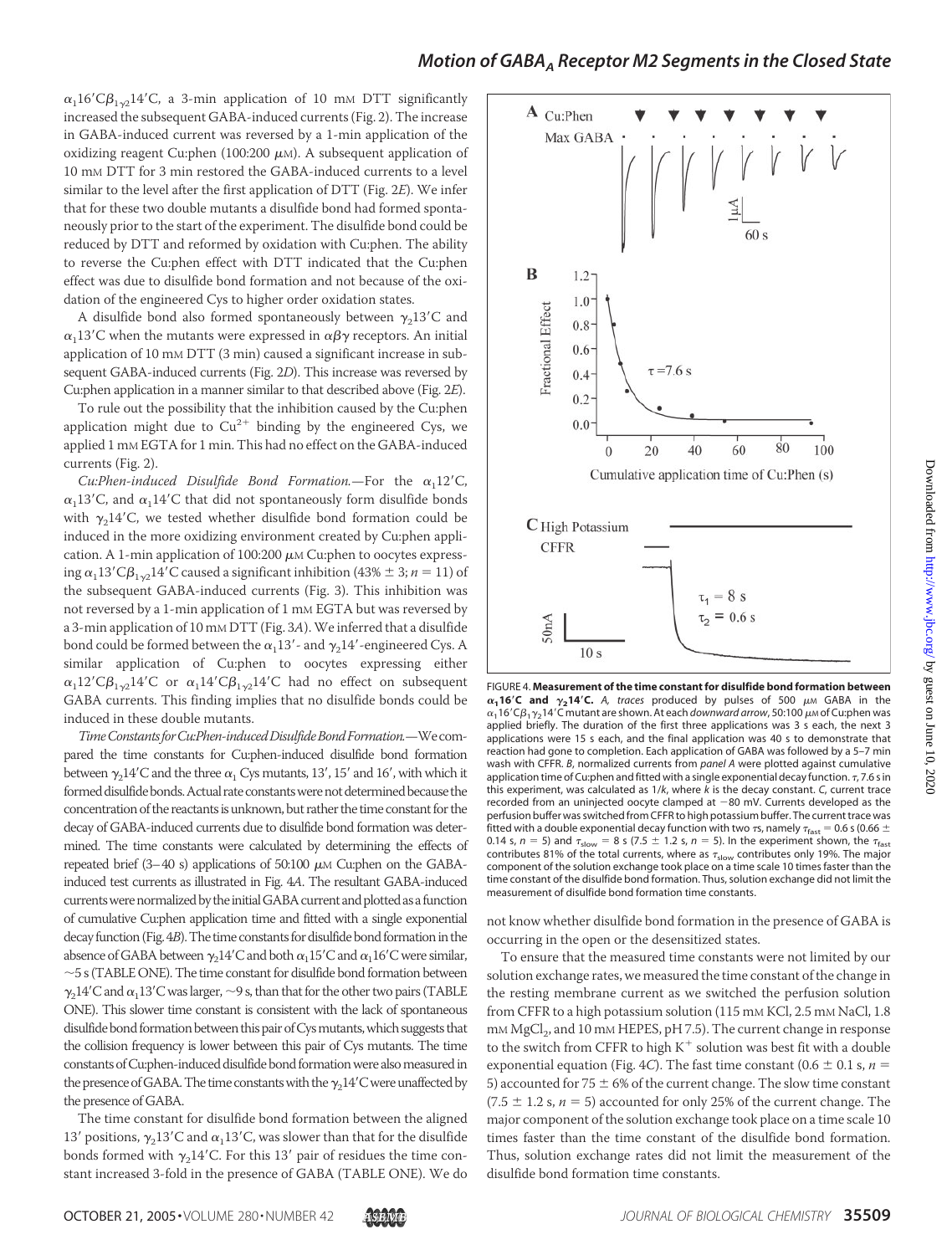$\alpha_1 16'C\beta_1\gamma_2 14'C$, a 3-min application of 10 mM DTT significantly increased the subsequent GABA-induced currents (Fig. 2). The increase in GABA-induced current was reversed by a 1-min application of the oxidizing reagent Cu:phen (100:200 μM). A subsequent application of 10 mM DTT for 3 min restored the GABA-induced currents to a level similar to the level after the first application of DTT (Fig. 2*E*). We infer that for these two double mutants a disulfide bond had formed spontaneously prior to the start of the experiment. The disulfide bond could be reduced by DTT and reformed by oxidation with Cu:phen. The ability to reverse the Cu:phen effect with DTT indicated that the Cu:phen effect was due to disulfide bond formation and not because of the oxidation of the engineered Cys to higher order oxidation states.

A disulfide bond also formed spontaneously between $\gamma_2 13'C$ and $\alpha_1 13'C$ when the mutants were expressed in $\alpha\beta\gamma$ receptors. An initial application of 10 mM DTT (3 min) caused a significant increase in subsequent GABA-induced currents (Fig. 2*D*). This increase was reversed by Cu:phen application in a manner similar to that described above (Fig. 2*E*).

To rule out the possibility that the inhibition caused by the Cu:phen application might due to $Cu^{2+}$ binding by the engineered Cys, we applied 1 mM EGTA for 1 min. This had no effect on the GABA-induced currents (Fig. 2).

*Cu:Phen-induced Disulfide Bond Formation.*—For the $\alpha_1 12'C$, $\alpha_1 13'C$, and $\alpha_1 14'C$ that did not spontaneously form disulfide bonds with $\gamma_2 14'C$, we tested whether disulfide bond formation could be induced in the more oxidizing environment created by Cu:phen application. A 1-min application of 100:200 μM Cu:phen to oocytes expressing $\alpha_1 13'C\beta_1\gamma_2 14'C$ caused a significant inhibition (43% ± 3; $n = 11$) of the subsequent GABA-induced currents (Fig. 3). This inhibition was not reversed by a 1-min application of 1 mM EGTA but was reversed by a 3-min application of 10 mM DTT (Fig. 3*A*). We inferred that a disulfide bond could be formed between the $\alpha_1 13'$- and $\gamma_2 14'$-engineered Cys. A similar application of Cu:phen to oocytes expressing either $\alpha_1 12'C\beta_1\gamma_2 14'C$ or $\alpha_1 14'C\beta_1\gamma_2 14'C$ had no effect on subsequent GABA currents. This finding implies that no disulfide bonds could be induced in these double mutants.

*Time Constants for Cu:Phen-induced Disulfide Bond Formation.*—We compared the time constants for Cu:phen-induced disulfide bond formation between $\gamma_2 14'C$ and the three $\alpha_1$ Cys mutants, 13′, 15′ and 16′, with which it formed disulfide bonds. Actual rate constants were not determined because the concentration of the reactants is unknown, but rather the time constant for the decay of GABA-induced currents due to disulfide bond formation was determined. The time constants were calculated by determining the effects of repeated brief (3–40 s) applications of 50:100 μM Cu:phen on the GABA-induced test currents as illustrated in Fig. 4*A*. The resultant GABA-induced currents were normalized by the initial GABA current and plotted as a function of cumulative Cu:phen application time and fitted with a single exponential decay function (Fig. 4*B*). The time constants for disulfide bond formation in the absence of GABA between $\gamma_2 14'C$ and both $\alpha_1 15'C$ and $\alpha_1 16'C$ were similar, ~5 s (TABLE ONE). The time constant for disulfide bond formation between $\gamma_2 14'C$ and $\alpha_1 13'C$ was larger, ~9 s, than that for the other two pairs (TABLE ONE). This slower time constant is consistent with the lack of spontaneous disulfide bond formation between this pair of Cys mutants, which suggests that the collision frequency is lower between this pair of Cys mutants. The time constants of Cu:phen-induced disulfide bond formation were also measured in the presence of GABA. The time constants with the $\gamma_2 14'C$ were unaffected by the presence of GABA.

The time constant for disulfide bond formation between the aligned 13′ positions, $\gamma_2 13'C$ and $\alpha_1 13'C$, was slower than that for the disulfide bonds formed with $\gamma_2 14'C$. For this 13′ pair of residues the time constant increased 3-fold in the presence of GABA (TABLE ONE). We do not know whether disulfide bond formation in the presence of GABA is occurring in the open or the desensitized states.

To ensure that the measured time constants were not limited by our solution exchange rates, we measured the time constant of the change in the resting membrane current as we switched the perfusion solution from CFFR to a high potassium solution (115 mM KCl, 2.5 mM NaCl, 1.8 mM $MgCl_2$, and 10 mM HEPES, pH 7.5). The current change in response to the switch from CFFR to high $K^+$ solution was best fit with a double exponential equation (Fig. 4*C*). The fast time constant (0.6 ± 0.1 s, $n = 5$) accounted for 75 ± 6% of the current change. The slow time constant (7.5 ± 1.2 s, $n = 5$) accounted for only 25% of the current change. The major component of the solution exchange took place on a time scale 10 times faster than the time constant of the disulfide bond formation. Thus, solution exchange rates did not limit the measurement of the disulfide bond formation time constants.

**FIGURE 4. Measurement of the time constant for disulfide bond formation between $\alpha_1 16'C$ and $\gamma_2 14'C$.** *A*, traces produced by pulses of 500 μM GABA in the $\alpha_1 16'C\beta_1\gamma_2 14'C$ mutant are shown. At each *downward arrow*, 50:100 μM of Cu:phen was applied briefly. The duration of the first three applications was 3 s each, the next 3 applications were 15 s each, and the final application was 40 s to demonstrate that reaction had gone to completion. Each application of GABA was followed by a 5–7 min wash with CFFR. *B*, normalized currents from *panel A* were plotted against cumulative application time of Cu:phen and fitted with a single exponential decay function. $\tau$, 7.6 s in this experiment, was calculated as $1/k$, where $k$ is the decay constant. *C*, current trace recorded from an uninjected oocyte clamped at −80 mV. Currents developed as the perfusion buffer was switched from CFFR to high potassium buffer. The current trace was fitted with a double exponential decay function with two $\tau$s, namely $\tau_{fast}$ = 0.6 s (0.66 ± 0.14 s, $n = 5$) and $\tau_{slow}$ = 8 s (7.5 ± 1.2 s, $n = 5$). In the experiment shown, the $\tau_{fast}$ contributes 81% of the total currents, where as $\tau_{slow}$ contributes only 19%. The major component of the solution exchange took place on a time scale 10 times faster than the time constant of the disulfide bond formation. Thus, solution exchange did not limit the measurement of disulfide bond formation time constants.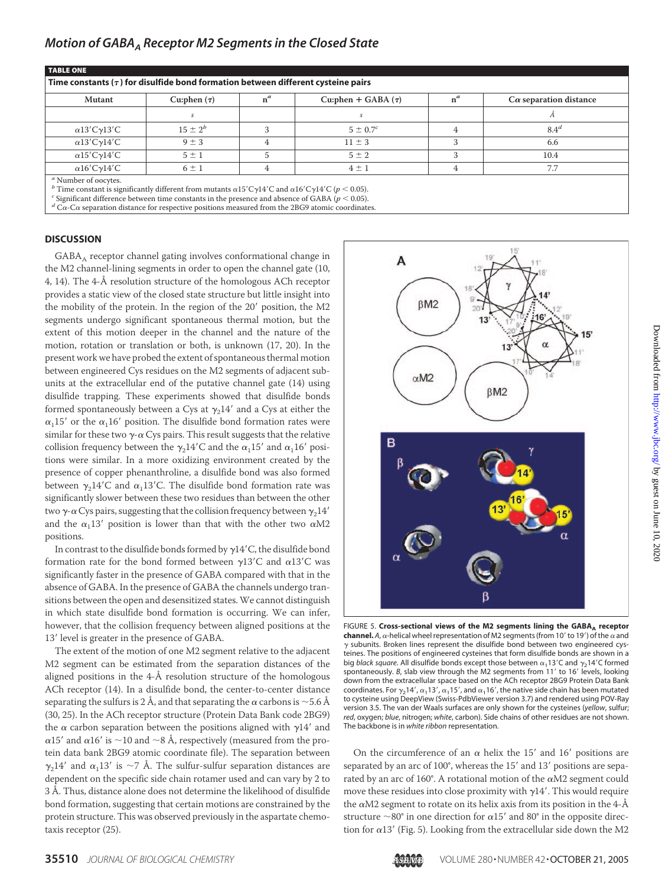**TABLE ONE**

**Time constants (τ) for disulfide bond formation between different cysteine pairs**

| Mutant | Cu:phen (τ) | n[a] | Cu:phen + GABA (τ) | n[a] | Cα separation distance |
|---|---|---|---|---|---|
| | s | | s | | Å |
| α13′Cγ13′C | 15 ± 2[b] | 3 | 5 ± 0.7[c] | 4 | 8.4[d] |
| α13′Cγ14′C | 9 ± 3 | 4 | 11 ± 3 | 3 | 6.6 |
| α15′Cγ14′C | 5 ± 1 | 5 | 5 ± 2 | 3 | 10.4 |
| α16′Cγ14′C | 6 ± 1 | 4 | 4 ± 1 | 4 | 7.7 |

[a] Number of oocytes.
[b] Time constant is significantly different from mutants α15′Cγ14′C and α16′Cγ14′C ($p < 0.05$).
[c] Significant difference between time constants in the presence and absence of GABA ($p < 0.05$).
[d] Cα-Cα separation distance for respective positions measured from the 2BG9 atomic coordinates.

## DISCUSSION

$GABA_A$ receptor channel gating involves conformational change in the M2 channel-lining segments in order to open the channel gate (10, 4, 14). The 4-Å resolution structure of the homologous ACh receptor provides a static view of the closed state structure but little insight into the mobility of the protein. In the region of the 20′ position, the M2 segments undergo significant spontaneous thermal motion, but the extent of this motion deeper in the channel and the nature of the motion, rotation or translation or both, is unknown (17, 20). In the present work we have probed the extent of spontaneous thermal motion between engineered Cys residues on the M2 segments of adjacent subunits at the extracellular end of the putative channel gate (14) using disulfide trapping. These experiments showed that disulfide bonds formed spontaneously between a Cys at $\gamma_2$14′ and a Cys at either the $\alpha_1$15′ or the $\alpha_1$16′ position. The disulfide bond formation rates were similar for these two γ-α Cys pairs. This result suggests that the relative collision frequency between the $\gamma_2$14′C and the $\alpha_1$15′ and $\alpha_1$16′ positions were similar. In a more oxidizing environment created by the presence of copper phenanthroline, a disulfide bond was also formed between $\gamma_2$14′C and $\alpha_1$13′C. The disulfide bond formation rate was significantly slower between these two residues than between the other two γ-α Cys pairs, suggesting that the collision frequency between $\gamma_2$14′ and the $\alpha_1$13′ position is lower than that with the other two αM2 positions.

In contrast to the disulfide bonds formed by γ14′C, the disulfide bond formation rate for the bond formed between γ13′C and α13′C was significantly faster in the presence of GABA compared with that in the absence of GABA. In the presence of GABA the channels undergo transitions between the open and desensitized states. We cannot distinguish in which state disulfide bond formation is occurring. We can infer, however, that the collision frequency between aligned positions at the 13′ level is greater in the presence of GABA.

The extent of the motion of one M2 segment relative to the adjacent M2 segment can be estimated from the separation distances of the aligned positions in the 4-Å resolution structure of the homologous ACh receptor (14). In a disulfide bond, the center-to-center distance separating the sulfurs is 2 Å, and that separating the α carbons is ~5.6 Å (30, 25). In the ACh receptor structure (Protein Data Bank code 2BG9) the α carbon separation between the positions aligned with γ14′ and α15′ and α16′ is ~10 and ~8 Å, respectively (measured from the protein data bank 2BG9 atomic coordinate file). The separation between $\gamma_2$14′ and $\alpha_1$13′ is ~7 Å. The sulfur-sulfur separation distances are dependent on the specific side chain rotamer used and can vary by 2 to 3 Å. Thus, distance alone does not determine the likelihood of disulfide bond formation, suggesting that certain motions are constrained by the protein structure. This was observed previously in the aspartate chemotaxis receptor (25).

FIGURE 5. **Cross-sectional views of the M2 segments lining the $GABA_A$ receptor channel.** *A*, α-helical wheel representation of M2 segments (from 10′ to 19′) of the α and γ subunits. Broken lines represent the disulfide bond between two engineered cysteines. The positions of engineered cysteines that form disulfide bonds are shown in a big *black square*. All disulfide bonds except those between $\alpha_1$13′C and $\gamma_2$14′C formed spontaneously. *B*, slab view through the M2 segments from 11′ to 16′ levels, looking down from the extracellular space based on the ACh receptor 2BG9 Protein Data Bank coordinates. For $\gamma_2$14′, $\alpha_1$13′, $\alpha_1$15′, and $\alpha_1$16′, the native side chain has been mutated to cysteine using DeepView (Swiss-PdbViewer version 3.7) and rendered using POV-Ray version 3.5. The van der Waals surfaces are only shown for the cysteines (*yellow*, sulfur; *red*, oxygen; *blue*, nitrogen; *white*, carbon). Side chains of other residues are not shown. The backbone is in *white ribbon* representation.

On the circumference of an α helix the 15′ and 16′ positions are separated by an arc of 100°, whereas the 15′ and 13′ positions are separated by an arc of 160°. A rotational motion of the αM2 segment could move these residues into close proximity with γ14′. This would require the αM2 segment to rotate on its helix axis from its position in the 4-Å structure ~80° in one direction for α15′ and 80° in the opposite direction for α13′ (Fig. 5). Looking from the extracellular side down the M2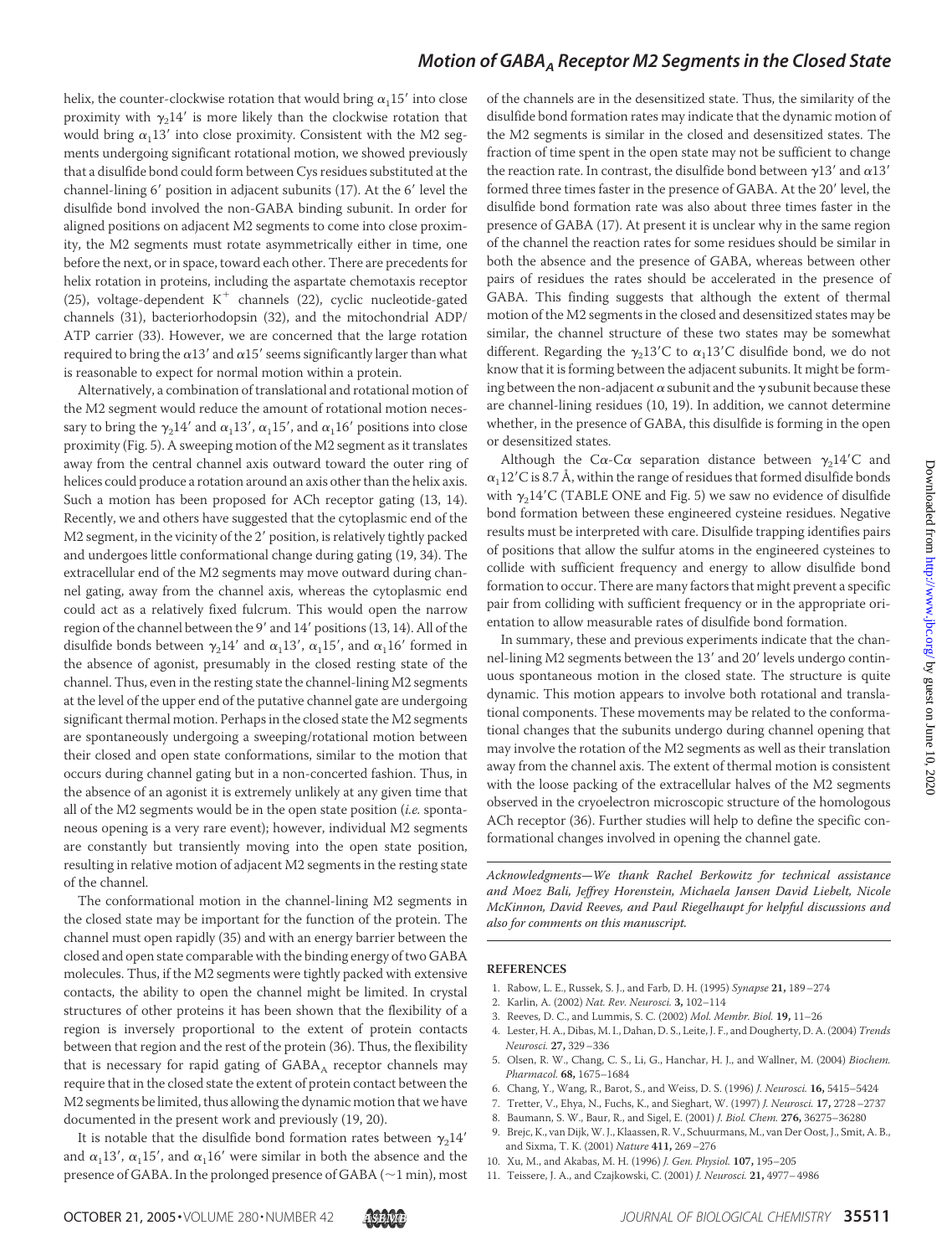helix, the counter-clockwise rotation that would bring $\alpha_1 15'$ into close proximity with $\gamma_2 14'$ is more likely than the clockwise rotation that would bring $\alpha_1 13'$ into close proximity. Consistent with the M2 segments undergoing significant rotational motion, we showed previously that a disulfide bond could form between Cys residues substituted at the channel-lining 6′ position in adjacent subunits (17). At the 6′ level the disulfide bond involved the non-GABA binding subunit. In order for aligned positions on adjacent M2 segments to come into close proximity, the M2 segments must rotate asymmetrically either in time, one before the next, or in space, toward each other. There are precedents for helix rotation in proteins, including the aspartate chemotaxis receptor (25), voltage-dependent $K^+$ channels (22), cyclic nucleotide-gated channels (31), bacteriorhodopsin (32), and the mitochondrial ADP/ATP carrier (33). However, we are concerned that the large rotation required to bring the $\alpha 13'$ and $\alpha 15'$ seems significantly larger than what is reasonable to expect for normal motion within a protein.

Alternatively, a combination of translational and rotational motion of the M2 segment would reduce the amount of rotational motion necessary to bring the $\gamma_2 14'$ and $\alpha_1 13'$, $\alpha_1 15'$, and $\alpha_1 16'$ positions into close proximity (Fig. 5). A sweeping motion of the M2 segment as it translates away from the central channel axis outward toward the outer ring of helices could produce a rotation around an axis other than the helix axis. Such a motion has been proposed for ACh receptor gating (13, 14). Recently, we and others have suggested that the cytoplasmic end of the M2 segment, in the vicinity of the 2′ position, is relatively tightly packed and undergoes little conformational change during gating (19, 34). The extracellular end of the M2 segments may move outward during channel gating, away from the channel axis, whereas the cytoplasmic end could act as a relatively fixed fulcrum. This would open the narrow region of the channel between the 9′ and 14′ positions (13, 14). All of the disulfide bonds between $\gamma_2 14'$ and $\alpha_1 13'$, $\alpha_1 15'$, and $\alpha_1 16'$ formed in the absence of agonist, presumably in the closed resting state of the channel. Thus, even in the resting state the channel-lining M2 segments at the level of the upper end of the putative channel gate are undergoing significant thermal motion. Perhaps in the closed state the M2 segments are spontaneously undergoing a sweeping/rotational motion between their closed and open state conformations, similar to the motion that occurs during channel gating but in a non-concerted fashion. Thus, in the absence of an agonist it is extremely unlikely at any given time that all of the M2 segments would be in the open state position (*i.e.* spontaneous opening is a very rare event); however, individual M2 segments are constantly but transiently moving into the open state position, resulting in relative motion of adjacent M2 segments in the resting state of the channel.

The conformational motion in the channel-lining M2 segments in the closed state may be important for the function of the protein. The channel must open rapidly (35) and with an energy barrier between the closed and open state comparable with the binding energy of two GABA molecules. Thus, if the M2 segments were tightly packed with extensive contacts, the ability to open the channel might be limited. In crystal structures of other proteins it has been shown that the flexibility of a region is inversely proportional to the extent of protein contacts between that region and the rest of the protein (36). Thus, the flexibility that is necessary for rapid gating of $GABA_A$ receptor channels may require that in the closed state the extent of protein contact between the M2 segments be limited, thus allowing the dynamic motion that we have documented in the present work and previously (19, 20).

It is notable that the disulfide bond formation rates between $\gamma_2 14'$ and $\alpha_1 13'$, $\alpha_1 15'$, and $\alpha_1 16'$ were similar in both the absence and the presence of GABA. In the prolonged presence of GABA (~1 min), most of the channels are in the desensitized state. Thus, the similarity of the disulfide bond formation rates may indicate that the dynamic motion of the M2 segments is similar in the closed and desensitized states. The fraction of time spent in the open state may not be sufficient to change the reaction rate. In contrast, the disulfide bond between $\gamma 13'$ and $\alpha 13'$ formed three times faster in the presence of GABA. At the 20′ level, the disulfide bond formation rate was also about three times faster in the presence of GABA (17). At present it is unclear why in the same region of the channel the reaction rates for some residues should be similar in both the absence and the presence of GABA, whereas between other pairs of residues the rates should be accelerated in the presence of GABA. This finding suggests that although the extent of thermal motion of the M2 segments in the closed and desensitized states may be similar, the channel structure of these two states may be somewhat different. Regarding the $\gamma_2 13'C$ to $\alpha_1 13'C$ disulfide bond, we do not know that it is forming between the adjacent subunits. It might be forming between the non-adjacent $\alpha$ subunit and the $\gamma$ subunit because these are channel-lining residues (10, 19). In addition, we cannot determine whether, in the presence of GABA, this disulfide is forming in the open or desensitized states.

Although the Cα-Cα separation distance between $\gamma_2 14'C$ and $\alpha_1 12'C$ is 8.7 Å, within the range of residues that formed disulfide bonds with $\gamma_2 14'C$ (TABLE ONE and Fig. 5) we saw no evidence of disulfide bond formation between these engineered cysteine residues. Negative results must be interpreted with care. Disulfide trapping identifies pairs of positions that allow the sulfur atoms in the engineered cysteines to collide with sufficient frequency and energy to allow disulfide bond formation to occur. There are many factors that might prevent a specific pair from colliding with sufficient frequency or in the appropriate orientation to allow measurable rates of disulfide bond formation.

In summary, these and previous experiments indicate that the channel-lining M2 segments between the 13′ and 20′ levels undergo continuous spontaneous motion in the closed state. The structure is quite dynamic. This motion appears to involve both rotational and translational components. These movements may be related to the conformational changes that the subunits undergo during channel opening that may involve the rotation of the M2 segments as well as their translation away from the channel axis. The extent of thermal motion is consistent with the loose packing of the extracellular halves of the M2 segments observed in the cryoelectron microscopic structure of the homologous ACh receptor (36). Further studies will help to define the specific conformational changes involved in opening the channel gate.

*Acknowledgments—We thank Rachel Berkowitz for technical assistance and Moez Bali, Jeffrey Horenstein, Michaela Jansen David Liebelt, Nicole McKinnon, David Reeves, and Paul Riegelhaupt for helpful discussions and also for comments on this manuscript.*

## REFERENCES

1. Rabow, L. E., Russek, S. J., and Farb, D. H. (1995) *Synapse* **21,** 189–274
2. Karlin, A. (2002) *Nat. Rev. Neurosci.* **3,** 102–114
3. Reeves, D. C., and Lummis, S. C. (2002) *Mol. Membr. Biol.* **19,** 11–26
4. Lester, H. A., Dibas, M. I., Dahan, D. S., Leite, J. F., and Dougherty, D. A. (2004) *Trends Neurosci.* **27,** 329–336
5. Olsen, R. W., Chang, C. S., Li, G., Hanchar, H. J., and Wallner, M. (2004) *Biochem. Pharmacol.* **68,** 1675–1684
6. Chang, Y., Wang, R., Barot, S., and Weiss, D. S. (1996) *J. Neurosci.* **16,** 5415–5424
7. Tretter, V., Ehya, N., Fuchs, K., and Sieghart, W. (1997) *J. Neurosci.* **17,** 2728–2737
8. Baumann, S. W., Baur, R., and Sigel, E. (2001) *J. Biol. Chem.* **276,** 36275–36280
9. Brejc, K., van Dijk, W. J., Klaassen, R. V., Schuurmans, M., van Der Oost, J., Smit, A. B., and Sixma, T. K. (2001) *Nature* **411,** 269–276
10. Xu, M., and Akabas, M. H. (1996) *J. Gen. Physiol.* **107,** 195–205
11. Teissere, J. A., and Czajkowski, C. (2001) *J. Neurosci.* **21,** 4977–4986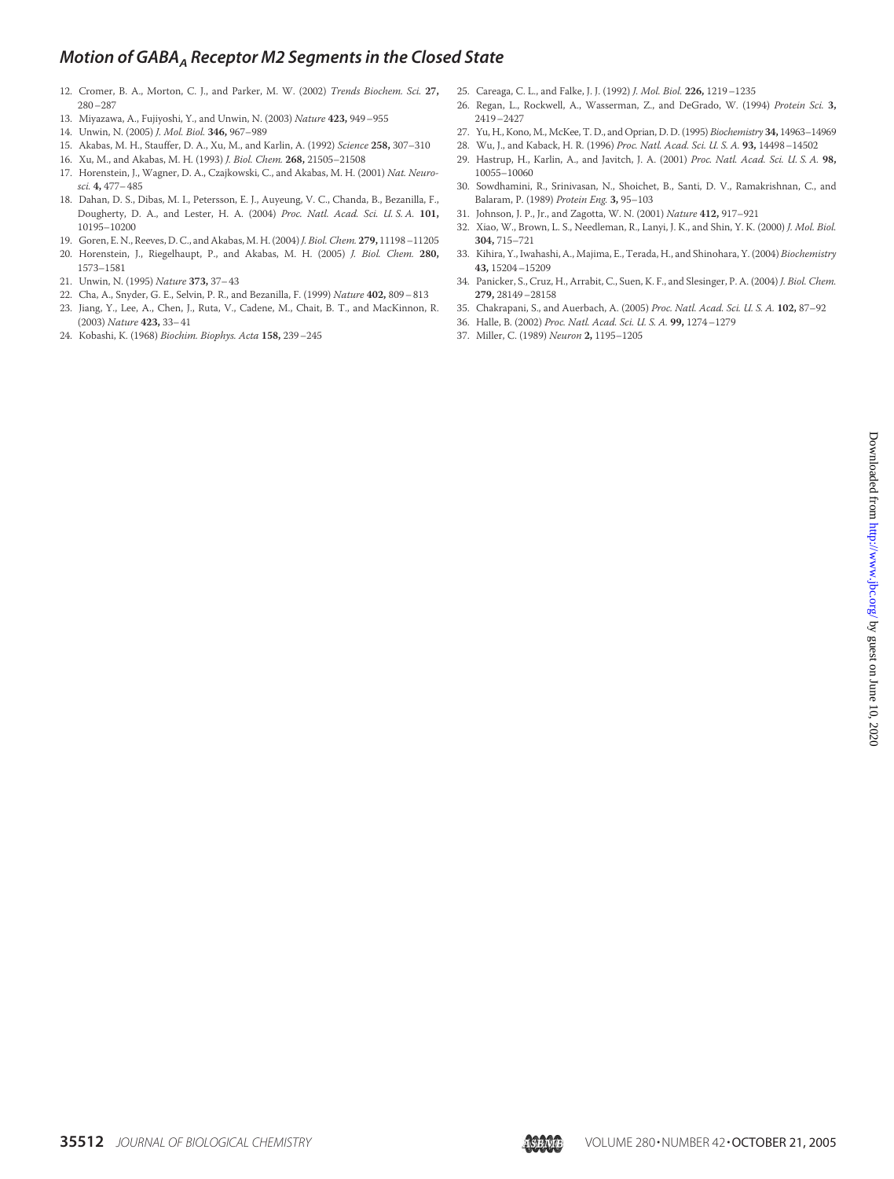12. Cromer, B. A., Morton, C. J., and Parker, M. W. (2002) *Trends Biochem. Sci.* **27,** 280–287
13. Miyazawa, A., Fujiyoshi, Y., and Unwin, N. (2003) *Nature* **423,** 949–955
14. Unwin, N. (2005) *J. Mol. Biol.* **346,** 967–989
15. Akabas, M. H., Stauffer, D. A., Xu, M., and Karlin, A. (1992) *Science* **258,** 307–310
16. Xu, M., and Akabas, M. H. (1993) *J. Biol. Chem.* **268,** 21505–21508
17. Horenstein, J., Wagner, D. A., Czajkowski, C., and Akabas, M. H. (2001) *Nat. Neurosci.* **4,** 477–485
18. Dahan, D. S., Dibas, M. I., Petersson, E. J., Auyeung, V. C., Chanda, B., Bezanilla, F., Dougherty, D. A., and Lester, H. A. (2004) *Proc. Natl. Acad. Sci. U. S. A.* **101,** 10195–10200
19. Goren, E. N., Reeves, D. C., and Akabas, M. H. (2004) *J. Biol. Chem.* **279,** 11198–11205
20. Horenstein, J., Riegelhaupt, P., and Akabas, M. H. (2005) *J. Biol. Chem.* **280,** 1573–1581
21. Unwin, N. (1995) *Nature* **373,** 37–43
22. Cha, A., Snyder, G. E., Selvin, P. R., and Bezanilla, F. (1999) *Nature* **402,** 809–813
23. Jiang, Y., Lee, A., Chen, J., Ruta, V., Cadene, M., Chait, B. T., and MacKinnon, R. (2003) *Nature* **423,** 33–41
24. Kobashi, K. (1968) *Biochim. Biophys. Acta* **158,** 239–245
25. Careaga, C. L., and Falke, J. J. (1992) *J. Mol. Biol.* **226,** 1219–1235
26. Regan, L., Rockwell, A., Wasserman, Z., and DeGrado, W. (1994) *Protein Sci.* **3,** 2419–2427
27. Yu, H., Kono, M., McKee, T. D., and Oprian, D. D. (1995) *Biochemistry* **34,** 14963–14969
28. Wu, J., and Kaback, H. R. (1996) *Proc. Natl. Acad. Sci. U. S. A.* **93,** 14498–14502
29. Hastrup, H., Karlin, A., and Javitch, J. A. (2001) *Proc. Natl. Acad. Sci. U. S. A.* **98,** 10055–10060
30. Sowdhamini, R., Srinivasan, N., Shoichet, B., Santi, D. V., Ramakrishnan, C., and Balaram, P. (1989) *Protein Eng.* **3,** 95–103
31. Johnson, J. P., Jr., and Zagotta, W. N. (2001) *Nature* **412,** 917–921
32. Xiao, W., Brown, L. S., Needleman, R., Lanyi, J. K., and Shin, Y. K. (2000) *J. Mol. Biol.* **304,** 715–721
33. Kihira, Y., Iwahashi, A., Majima, E., Terada, H., and Shinohara, Y. (2004) *Biochemistry* **43,** 15204–15209
34. Panicker, S., Cruz, H., Arrabit, C., Suen, K. F., and Slesinger, P. A. (2004) *J. Biol. Chem.* **279,** 28149–28158
35. Chakrapani, S., and Auerbach, A. (2005) *Proc. Natl. Acad. Sci. U. S. A.* **102,** 87–92
36. Halle, B. (2002) *Proc. Natl. Acad. Sci. U. S. A.* **99,** 1274–1279
37. Miller, C. (1989) *Neuron* **2,** 1195–1205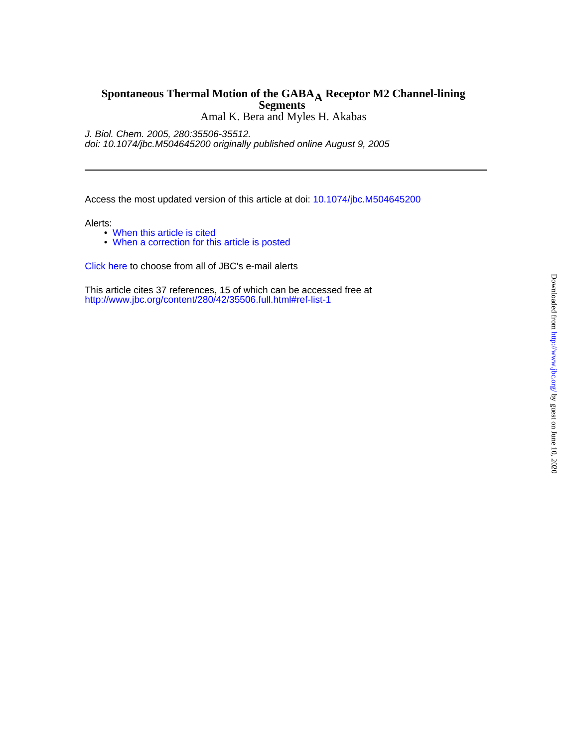# Spontaneous Thermal Motion of the GABA$_A$ Receptor M2 Channel-lining Segments

Amal K. Bera and Myles H. Akabas

*J. Biol. Chem. 2005, 280:35506-35512.*
*doi: 10.1074/jbc.M504645200 originally published online August 9, 2005*

---

Access the most updated version of this article at doi: 10.1074/jbc.M504645200

Alerts:

- When this article is cited
- When a correction for this article is posted

Click here to choose from all of JBC's e-mail alerts

This article cites 37 references, 15 of which can be accessed free at
http://www.jbc.org/content/280/42/35506.full.html#ref-list-1

Downloaded from http://www.jbc.org/ by guest on June 10, 2020